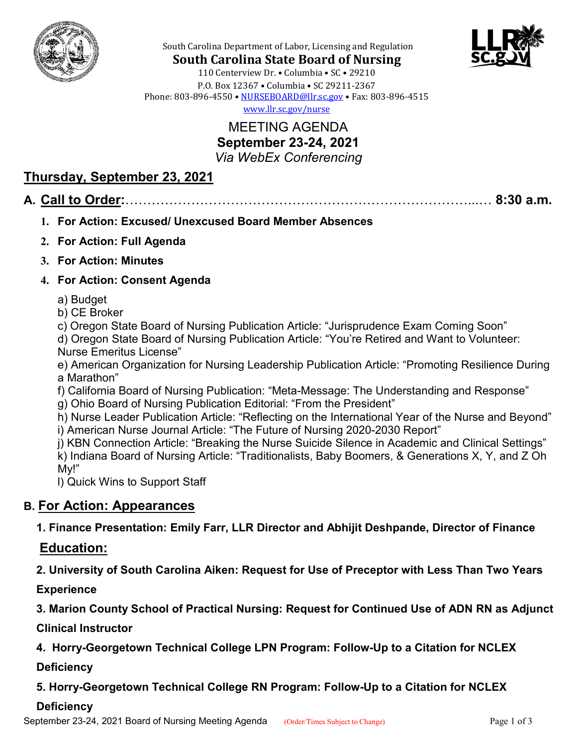South Carolina Department of Labor, Licensing and Regulation

# South Carolina State Board of Nursing

110 Centerview Dr. • Columbia • SC • 29210
P.O. Box 12367 • Columbia • SC 29211-2367
Phone: 803-896-4550 • NURSEBOARD@llr.sc.gov • Fax: 803-896-4515
www.llr.sc.gov/nurse

## MEETING AGENDA
## September 23-24, 2021
*Via WebEx Conferencing*

## Thursday, September 23, 2021

### A. Call to Order:………………………………………………………………………...… 8:30 a.m.

1. **For Action: Excused/ Unexcused Board Member Absences**
2. **For Action: Full Agenda**
3. **For Action: Minutes**
4. **For Action: Consent Agenda**

   a) Budget
   b) CE Broker
   c) Oregon State Board of Nursing Publication Article: "Jurisprudence Exam Coming Soon"
   d) Oregon State Board of Nursing Publication Article: "You're Retired and Want to Volunteer: Nurse Emeritus License"
   e) American Organization for Nursing Leadership Publication Article: "Promoting Resilience During a Marathon"
   f) California Board of Nursing Publication: "Meta-Message: The Understanding and Response"
   g) Ohio Board of Nursing Publication Editorial: "From the President"
   h) Nurse Leader Publication Article: "Reflecting on the International Year of the Nurse and Beyond"
   i) American Nurse Journal Article: "The Future of Nursing 2020-2030 Report"
   j) KBN Connection Article: "Breaking the Nurse Suicide Silence in Academic and Clinical Settings"
   k) Indiana Board of Nursing Article: "Traditionalists, Baby Boomers, & Generations X, Y, and Z Oh My!"
   l) Quick Wins to Support Staff

### B. For Action: Appearances

**1. Finance Presentation: Emily Farr, LLR Director and Abhijit Deshpande, Director of Finance**

#### Education:

**2. University of South Carolina Aiken: Request for Use of Preceptor with Less Than Two Years Experience**

**3. Marion County School of Practical Nursing: Request for Continued Use of ADN RN as Adjunct Clinical Instructor**

**4. Horry-Georgetown Technical College LPN Program: Follow-Up to a Citation for NCLEX Deficiency**

**5. Horry-Georgetown Technical College RN Program: Follow-Up to a Citation for NCLEX Deficiency**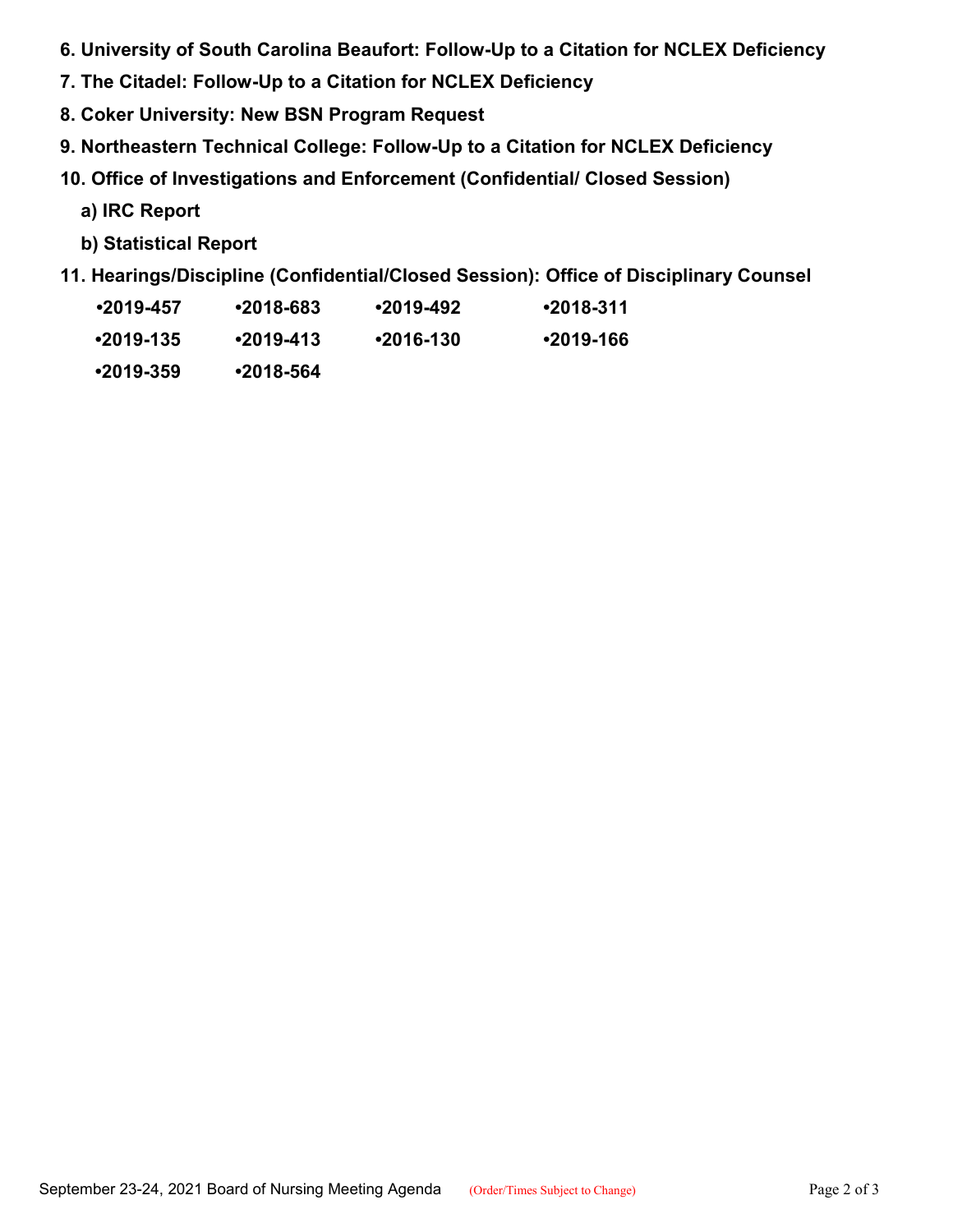**6. University of South Carolina Beaufort: Follow-Up to a Citation for NCLEX Deficiency**

**7. The Citadel: Follow-Up to a Citation for NCLEX Deficiency**

**8. Coker University: New BSN Program Request**

**9. Northeastern Technical College: Follow-Up to a Citation for NCLEX Deficiency**

**10. Office of Investigations and Enforcement (Confidential/ Closed Session)**

**a) IRC Report**

**b) Statistical Report**

**11. Hearings/Discipline (Confidential/Closed Session): Office of Disciplinary Counsel**

- **2019-457**
- **2018-683**
- **2019-492**
- **2018-311**
- **2019-135**
- **2019-413**
- **2016-130**
- **2019-166**
- **2019-359**
- **2018-564**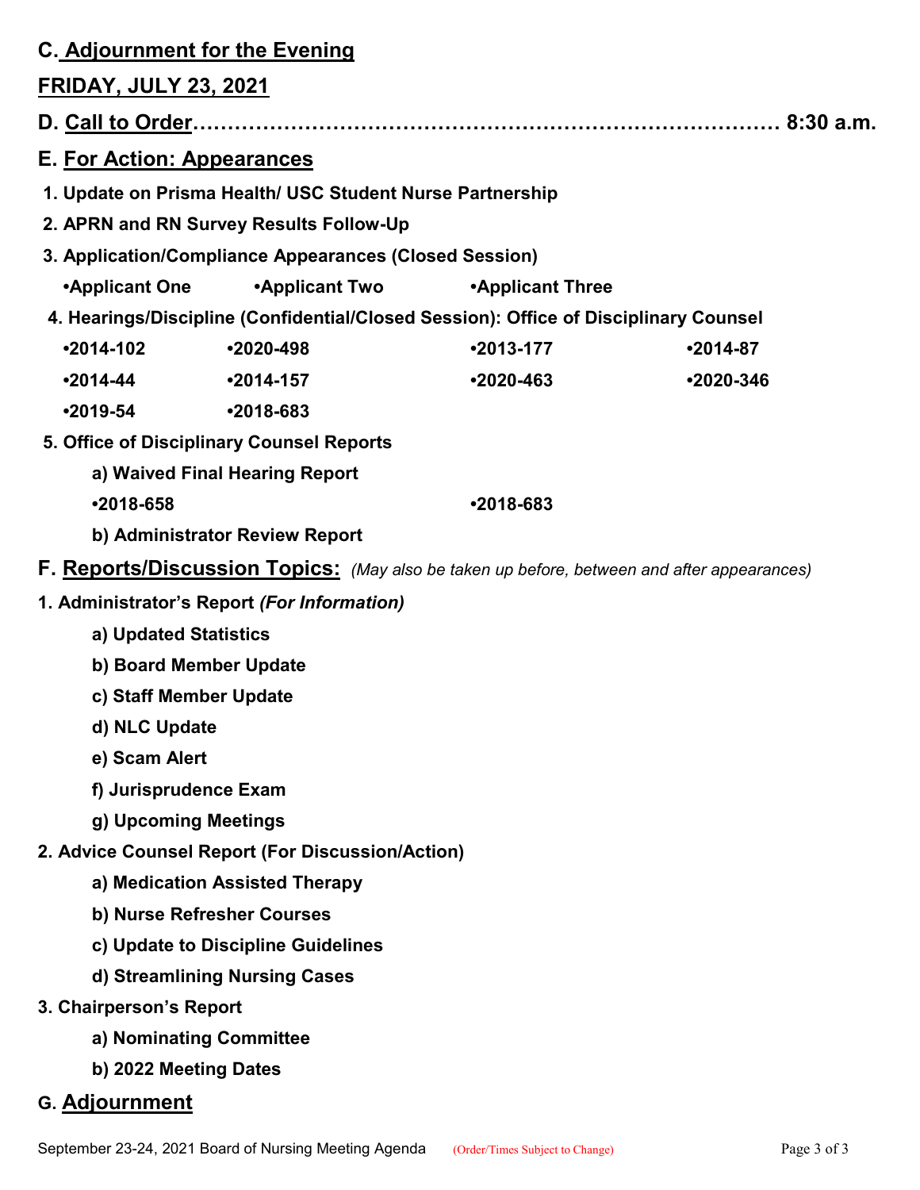## C. Adjournment for the Evening

## FRIDAY, JULY 23, 2021

## D. Call to Order……………………………………………………………………… 8:30 a.m.

## E. For Action: Appearances

**1. Update on Prisma Health/ USC Student Nurse Partnership**

**2. APRN and RN Survey Results Follow-Up**

**3. Application/Compliance Appearances (Closed Session)**

| | | |
|---|---|---|
| •Applicant One | •Applicant Two | •Applicant Three |

**4. Hearings/Discipline (Confidential/Closed Session): Office of Disciplinary Counsel**

| | | | |
|---|---|---|---|
| •2014-102 | •2020-498 | •2013-177 | •2014-87 |
| •2014-44 | •2014-157 | •2020-463 | •2020-346 |
| •2019-54 | •2018-683 | | |

**5. Office of Disciplinary Counsel Reports**

**a) Waived Final Hearing Report**

| | |
|---|---|
| •2018-658 | •2018-683 |

**b) Administrator Review Report**

## F. Reports/Discussion Topics: *(May also be taken up before, between and after appearances)*

**1. Administrator's Report *(For Information)***

- **a) Updated Statistics**
- **b) Board Member Update**
- **c) Staff Member Update**
- **d) NLC Update**
- **e) Scam Alert**
- **f) Jurisprudence Exam**
- **g) Upcoming Meetings**

**2. Advice Counsel Report (For Discussion/Action)**

- **a) Medication Assisted Therapy**
- **b) Nurse Refresher Courses**
- **c) Update to Discipline Guidelines**
- **d) Streamlining Nursing Cases**

**3. Chairperson's Report**

- **a) Nominating Committee**
- **b) 2022 Meeting Dates**

## G. Adjournment